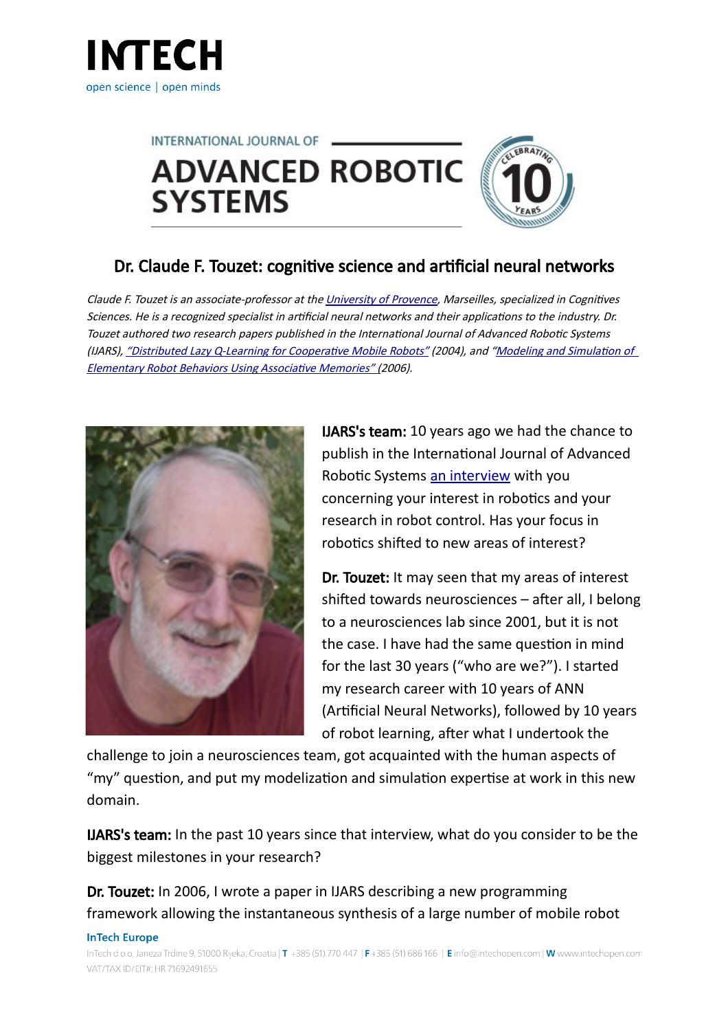# Dr. Claude F. Touzet: cognitive science and artificial neural networks

*Claude F. Touzet is an associate-professor at the [University of Provence](), Marseilles, specialized in Cognitives Sciences. He is a recognized specialist in artificial neural networks and their applications to the industry. Dr. Touzet authored two research papers published in the International Journal of Advanced Robotic Systems (IJARS), ["Distributed Lazy Q-Learning for Cooperative Mobile Robots"]() (2004), and ["Modeling and Simulation of Elementary Robot Behaviors Using Associative Memories"]() (2006).*

**IJARS's team:** 10 years ago we had the chance to publish in the International Journal of Advanced Robotic Systems [an interview]() with you concerning your interest in robotics and your research in robot control. Has your focus in robotics shifted to new areas of interest?

**Dr. Touzet:** It may seen that my areas of interest shifted towards neurosciences – after all, I belong to a neurosciences lab since 2001, but it is not the case. I have had the same question in mind for the last 30 years ("who are we?"). I started my research career with 10 years of ANN (Artificial Neural Networks), followed by 10 years of robot learning, after what I undertook the challenge to join a neurosciences team, got acquainted with the human aspects of "my" question, and put my modelization and simulation expertise at work in this new domain.

**IJARS's team:** In the past 10 years since that interview, what do you consider to be the biggest milestones in your research?

**Dr. Touzet:** In 2006, I wrote a paper in IJARS describing a new programming framework allowing the instantaneous synthesis of a large number of mobile robot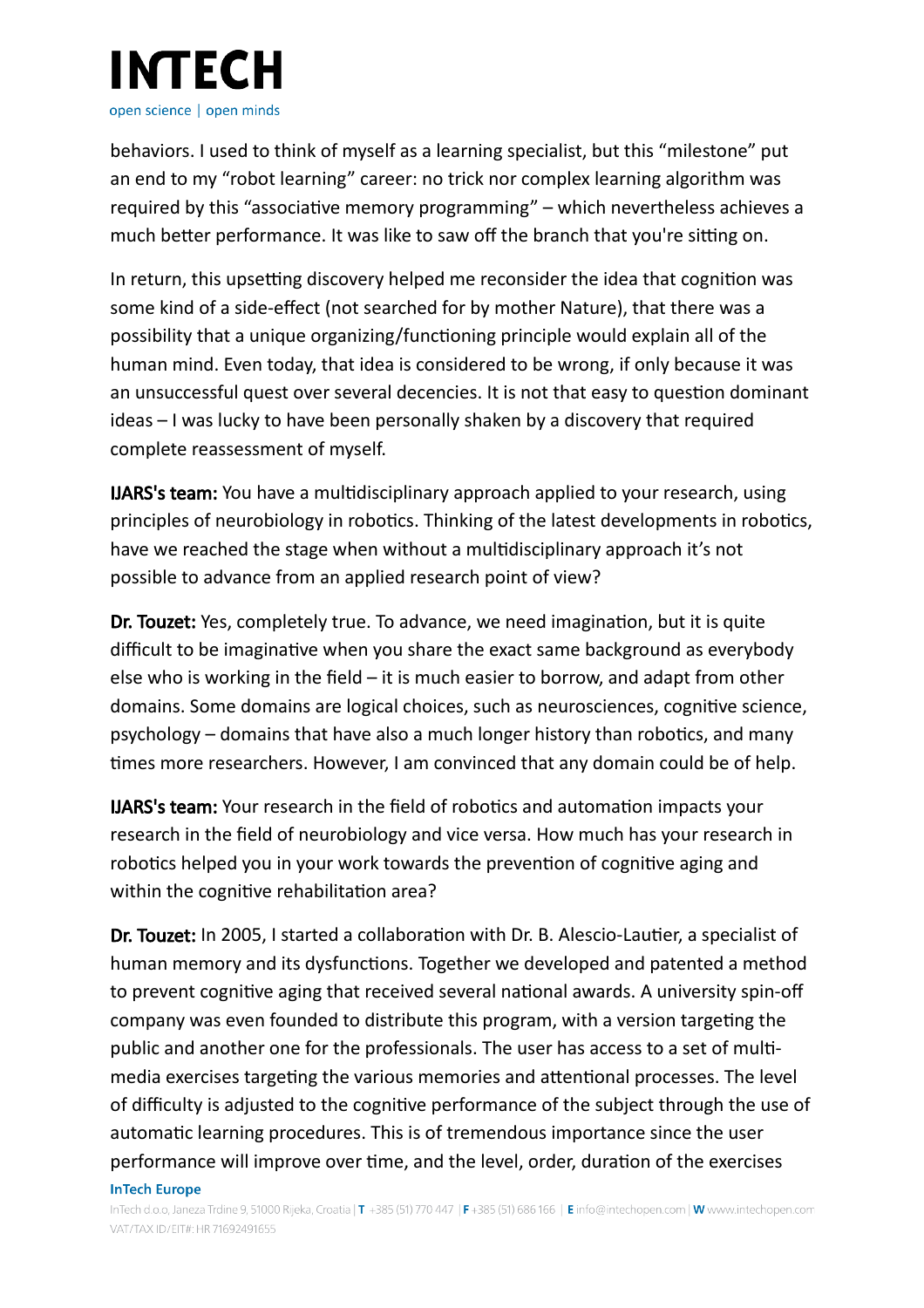behaviors. I used to think of myself as a learning specialist, but this "milestone" put an end to my "robot learning" career: no trick nor complex learning algorithm was required by this "associative memory programming" – which nevertheless achieves a much better performance. It was like to saw off the branch that you're sitting on.

In return, this upsetting discovery helped me reconsider the idea that cognition was some kind of a side-effect (not searched for by mother Nature), that there was a possibility that a unique organizing/functioning principle would explain all of the human mind. Even today, that idea is considered to be wrong, if only because it was an unsuccessful quest over several decencies. It is not that easy to question dominant ideas – I was lucky to have been personally shaken by a discovery that required complete reassessment of myself.

**IJARS's team:** You have a multidisciplinary approach applied to your research, using principles of neurobiology in robotics. Thinking of the latest developments in robotics, have we reached the stage when without a multidisciplinary approach it's not possible to advance from an applied research point of view?

**Dr. Touzet:** Yes, completely true. To advance, we need imagination, but it is quite difficult to be imaginative when you share the exact same background as everybody else who is working in the field – it is much easier to borrow, and adapt from other domains. Some domains are logical choices, such as neurosciences, cognitive science, psychology – domains that have also a much longer history than robotics, and many times more researchers. However, I am convinced that any domain could be of help.

**IJARS's team:** Your research in the field of robotics and automation impacts your research in the field of neurobiology and vice versa. How much has your research in robotics helped you in your work towards the prevention of cognitive aging and within the cognitive rehabilitation area?

**Dr. Touzet:** In 2005, I started a collaboration with Dr. B. Alescio-Lautier, a specialist of human memory and its dysfunctions. Together we developed and patented a method to prevent cognitive aging that received several national awards. A university spin-off company was even founded to distribute this program, with a version targeting the public and another one for the professionals. The user has access to a set of multi-media exercises targeting the various memories and attentional processes. The level of difficulty is adjusted to the cognitive performance of the subject through the use of automatic learning procedures. This is of tremendous importance since the user performance will improve over time, and the level, order, duration of the exercises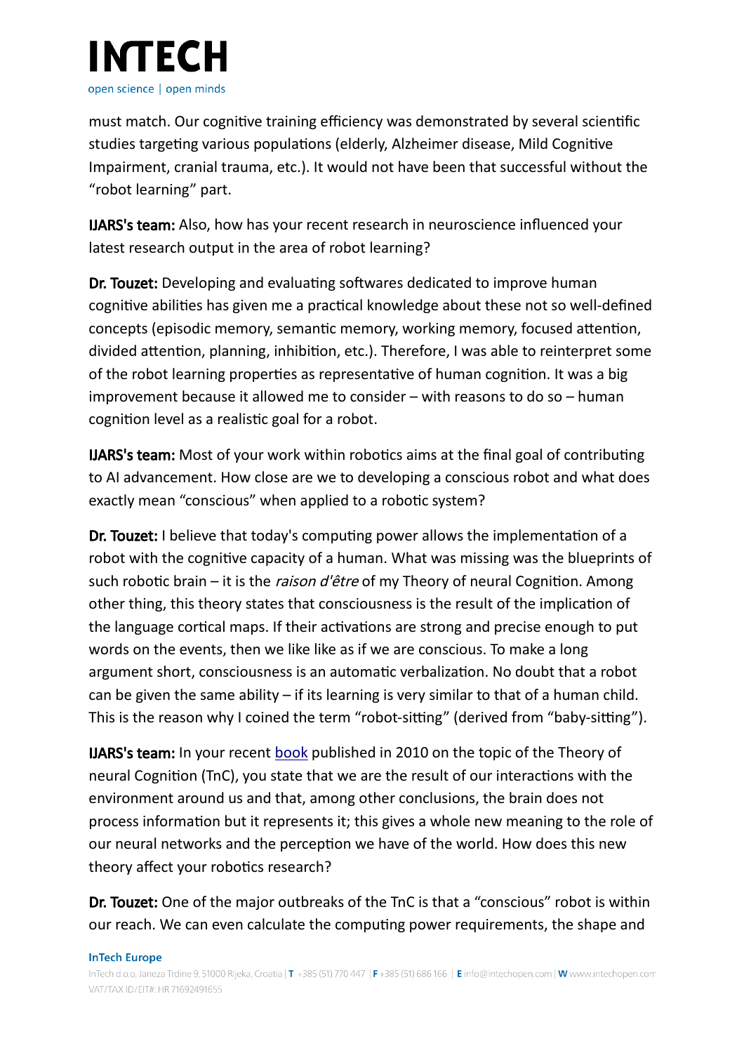must match. Our cognitive training efficiency was demonstrated by several scientific studies targeting various populations (elderly, Alzheimer disease, Mild Cognitive Impairment, cranial trauma, etc.). It would not have been that successful without the "robot learning" part.

**IJARS's team:** Also, how has your recent research in neuroscience influenced your latest research output in the area of robot learning?

**Dr. Touzet:** Developing and evaluating softwares dedicated to improve human cognitive abilities has given me a practical knowledge about these not so well-defined concepts (episodic memory, semantic memory, working memory, focused attention, divided attention, planning, inhibition, etc.). Therefore, I was able to reinterpret some of the robot learning properties as representative of human cognition. It was a big improvement because it allowed me to consider – with reasons to do so – human cognition level as a realistic goal for a robot.

**IJARS's team:** Most of your work within robotics aims at the final goal of contributing to AI advancement. How close are we to developing a conscious robot and what does exactly mean "conscious" when applied to a robotic system?

**Dr. Touzet:** I believe that today's computing power allows the implementation of a robot with the cognitive capacity of a human. What was missing was the blueprints of such robotic brain – it is the *raison d'être* of my Theory of neural Cognition. Among other thing, this theory states that consciousness is the result of the implication of the language cortical maps. If their activations are strong and precise enough to put words on the events, then we like like as if we are conscious. To make a long argument short, consciousness is an automatic verbalization. No doubt that a robot can be given the same ability – if its learning is very similar to that of a human child. This is the reason why I coined the term "robot-sitting" (derived from "baby-sitting").

**IJARS's team:** In your recent book published in 2010 on the topic of the Theory of neural Cognition (TnC), you state that we are the result of our interactions with the environment around us and that, among other conclusions, the brain does not process information but it represents it; this gives a whole new meaning to the role of our neural networks and the perception we have of the world. How does this new theory affect your robotics research?

**Dr. Touzet:** One of the major outbreaks of the TnC is that a "conscious" robot is within our reach. We can even calculate the computing power requirements, the shape and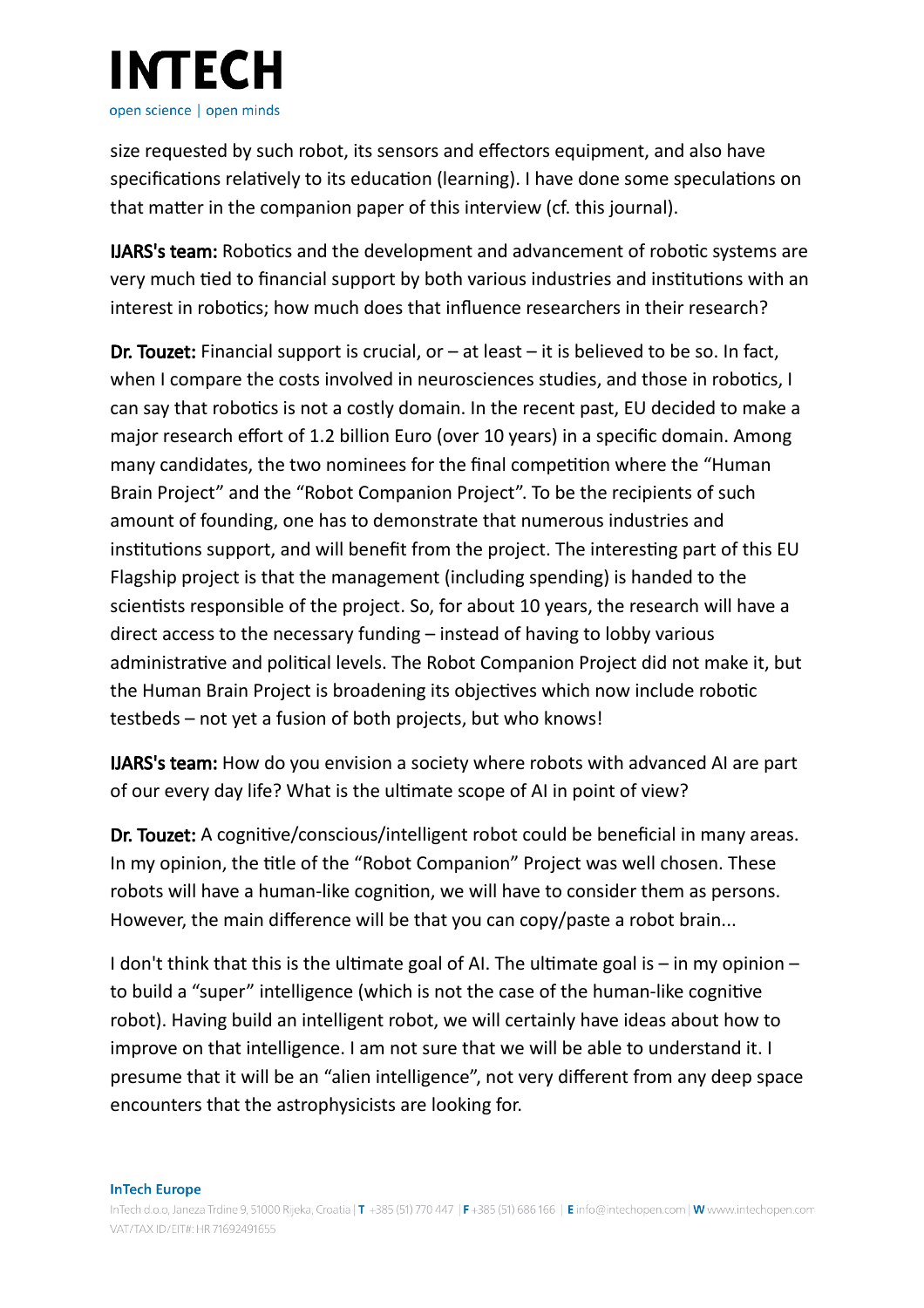size requested by such robot, its sensors and effectors equipment, and also have specifications relatively to its education (learning). I have done some speculations on that matter in the companion paper of this interview (cf. this journal).

**IJARS's team:** Robotics and the development and advancement of robotic systems are very much tied to financial support by both various industries and institutions with an interest in robotics; how much does that influence researchers in their research?

**Dr. Touzet:** Financial support is crucial, or – at least – it is believed to be so. In fact, when I compare the costs involved in neurosciences studies, and those in robotics, I can say that robotics is not a costly domain. In the recent past, EU decided to make a major research effort of 1.2 billion Euro (over 10 years) in a specific domain. Among many candidates, the two nominees for the final competition where the "Human Brain Project" and the "Robot Companion Project". To be the recipients of such amount of founding, one has to demonstrate that numerous industries and institutions support, and will benefit from the project. The interesting part of this EU Flagship project is that the management (including spending) is handed to the scientists responsible of the project. So, for about 10 years, the research will have a direct access to the necessary funding – instead of having to lobby various administrative and political levels. The Robot Companion Project did not make it, but the Human Brain Project is broadening its objectives which now include robotic testbeds – not yet a fusion of both projects, but who knows!

**IJARS's team:** How do you envision a society where robots with advanced AI are part of our every day life? What is the ultimate scope of AI in point of view?

**Dr. Touzet:** A cognitive/conscious/intelligent robot could be beneficial in many areas. In my opinion, the title of the "Robot Companion" Project was well chosen. These robots will have a human-like cognition, we will have to consider them as persons. However, the main difference will be that you can copy/paste a robot brain...

I don't think that this is the ultimate goal of AI. The ultimate goal is – in my opinion – to build a "super" intelligence (which is not the case of the human-like cognitive robot). Having build an intelligent robot, we will certainly have ideas about how to improve on that intelligence. I am not sure that we will be able to understand it. I presume that it will be an "alien intelligence", not very different from any deep space encounters that the astrophysicists are looking for.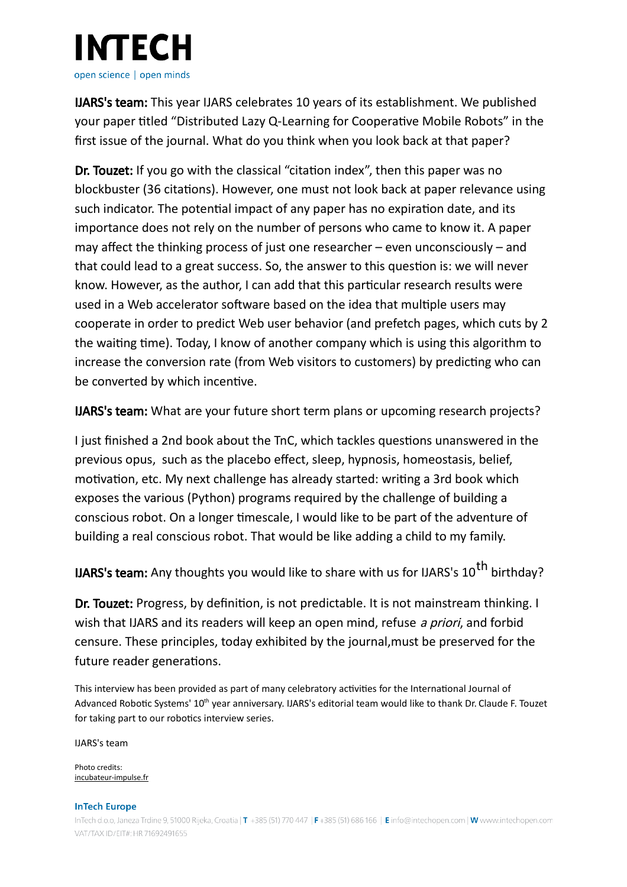**IJARS's team:** This year IJARS celebrates 10 years of its establishment. We published your paper titled “Distributed Lazy Q-Learning for Cooperative Mobile Robots” in the first issue of the journal. What do you think when you look back at that paper?

**Dr. Touzet:** If you go with the classical “citation index”, then this paper was no blockbuster (36 citations). However, one must not look back at paper relevance using such indicator. The potential impact of any paper has no expiration date, and its importance does not rely on the number of persons who came to know it. A paper may affect the thinking process of just one researcher – even unconsciously – and that could lead to a great success. So, the answer to this question is: we will never know. However, as the author, I can add that this particular research results were used in a Web accelerator software based on the idea that multiple users may cooperate in order to predict Web user behavior (and prefetch pages, which cuts by 2 the waiting time). Today, I know of another company which is using this algorithm to increase the conversion rate (from Web visitors to customers) by predicting who can be converted by which incentive.

**IJARS's team:** What are your future short term plans or upcoming research projects?

I just finished a 2nd book about the TnC, which tackles questions unanswered in the previous opus,  such as the placebo effect, sleep, hypnosis, homeostasis, belief, motivation, etc. My next challenge has already started: writing a 3rd book which exposes the various (Python) programs required by the challenge of building a conscious robot. On a longer timescale, I would like to be part of the adventure of building a real conscious robot. That would be like adding a child to my family.

**IJARS's team:** Any thoughts you would like to share with us for IJARS's 10th birthday?

**Dr. Touzet:** Progress, by definition, is not predictable. It is not mainstream thinking. I wish that IJARS and its readers will keep an open mind, refuse *a priori*, and forbid censure. These principles, today exhibited by the journal,must be preserved for the future reader generations.

This interview has been provided as part of many celebratory activities for the International Journal of Advanced Robotic Systems' 10th year anniversary. IJARS's editorial team would like to thank Dr. Claude F. Touzet for taking part to our robotics interview series.

IJARS's team

Photo credits:
incubateur-impulse.fr